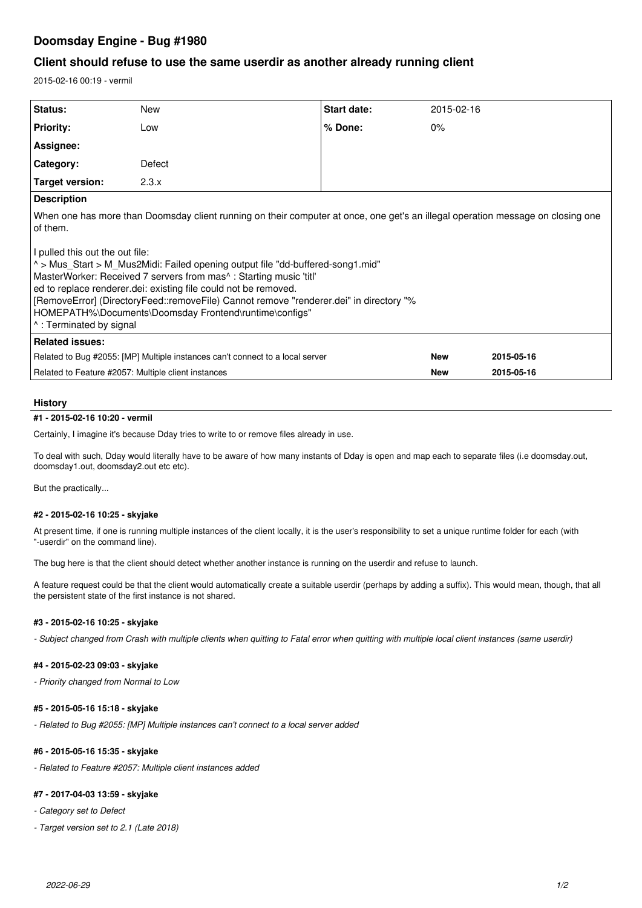# Doomsday Engine - Bug #1980

## Client should refuse to use the same userdir as another already running client

2015-02-16 00:19 - vermil

| Status: | New | Start date: | 2015-02-16 |
|---|---|---|---|
| Priority: | Low | % Done: | 0% |
| Assignee: | | | |
| Category: | Defect | | |
| Target version: | 2.3.x | | |

**Description**

When one has more than Doomsday client running on their computer at once, one get's an illegal operation message on closing one of them.

I pulled this out the out file:
^ > Mus_Start > M_Mus2Midi: Failed opening output file "dd-buffered-song1.mid"
MasterWorker: Received 7 servers from mas^ : Starting music 'titl'
ed to replace renderer.dei: existing file could not be removed.
[RemoveError] (DirectoryFeed::removeFile) Cannot remove "renderer.dei" in directory "%HOMEPATH%\Documents\Doomsday Frontend\runtime\configs"
^ : Terminated by signal

**Related issues:**

| | | |
|---|---|---|
| Related to Bug #2055: [MP] Multiple instances can't connect to a local server | New | 2015-05-16 |
| Related to Feature #2057: Multiple client instances | New | 2015-05-16 |

### History

#### #1 - 2015-02-16 10:20 - vermil

Certainly, I imagine it's because Dday tries to write to or remove files already in use.

To deal with such, Dday would literally have to be aware of how many instants of Dday is open and map each to separate files (i.e doomsday.out, doomsday1.out, doomsday2.out etc etc).

But the practically...

#### #2 - 2015-02-16 10:25 - skyjake

At present time, if one is running multiple instances of the client locally, it is the user's responsibility to set a unique runtime folder for each (with "-userdir" on the command line).

The bug here is that the client should detect whether another instance is running on the userdir and refuse to launch.

A feature request could be that the client would automatically create a suitable userdir (perhaps by adding a suffix). This would mean, though, that all the persistent state of the first instance is not shared.

#### #3 - 2015-02-16 10:25 - skyjake

*- Subject changed from Crash with multiple clients when quitting to Fatal error when quitting with multiple local client instances (same userdir)*

#### #4 - 2015-02-23 09:03 - skyjake

*- Priority changed from Normal to Low*

#### #5 - 2015-05-16 15:18 - skyjake

*- Related to Bug #2055: [MP] Multiple instances can't connect to a local server added*

#### #6 - 2015-05-16 15:35 - skyjake

*- Related to Feature #2057: Multiple client instances added*

#### #7 - 2017-04-03 13:59 - skyjake

*- Category set to Defect*

*- Target version set to 2.1 (Late 2018)*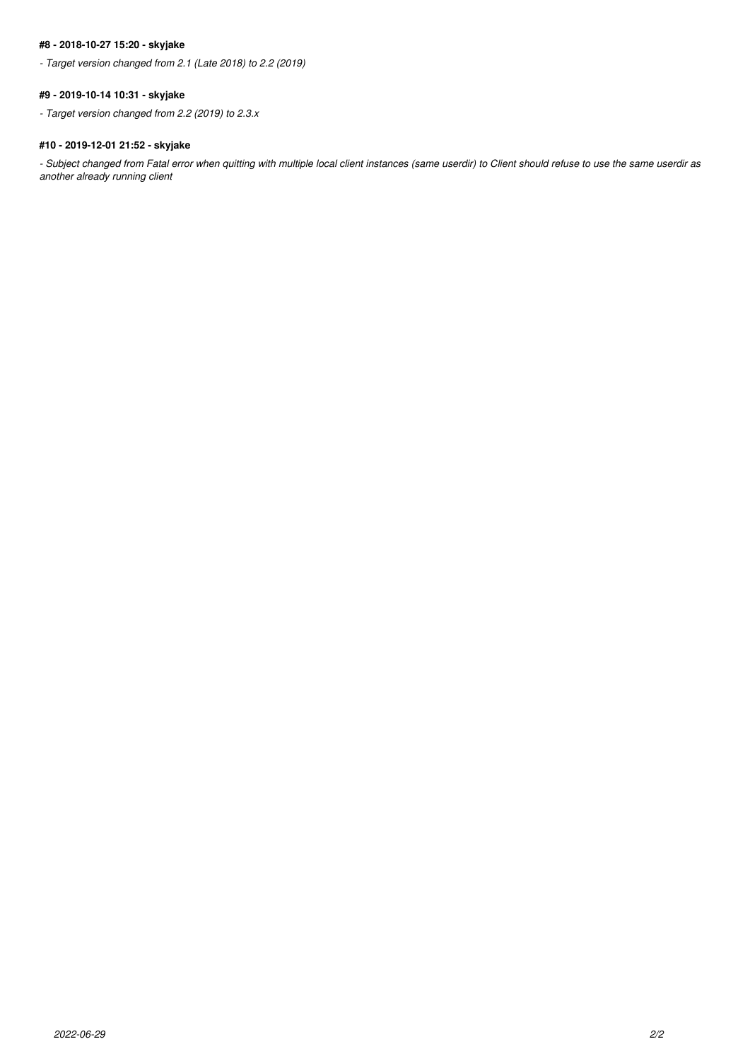#### #8 - 2018-10-27 15:20 - skyjake

*- Target version changed from 2.1 (Late 2018) to 2.2 (2019)*

#### #9 - 2019-10-14 10:31 - skyjake

*- Target version changed from 2.2 (2019) to 2.3.x*

#### #10 - 2019-12-01 21:52 - skyjake

*- Subject changed from Fatal error when quitting with multiple local client instances (same userdir) to Client should refuse to use the same userdir as another already running client*